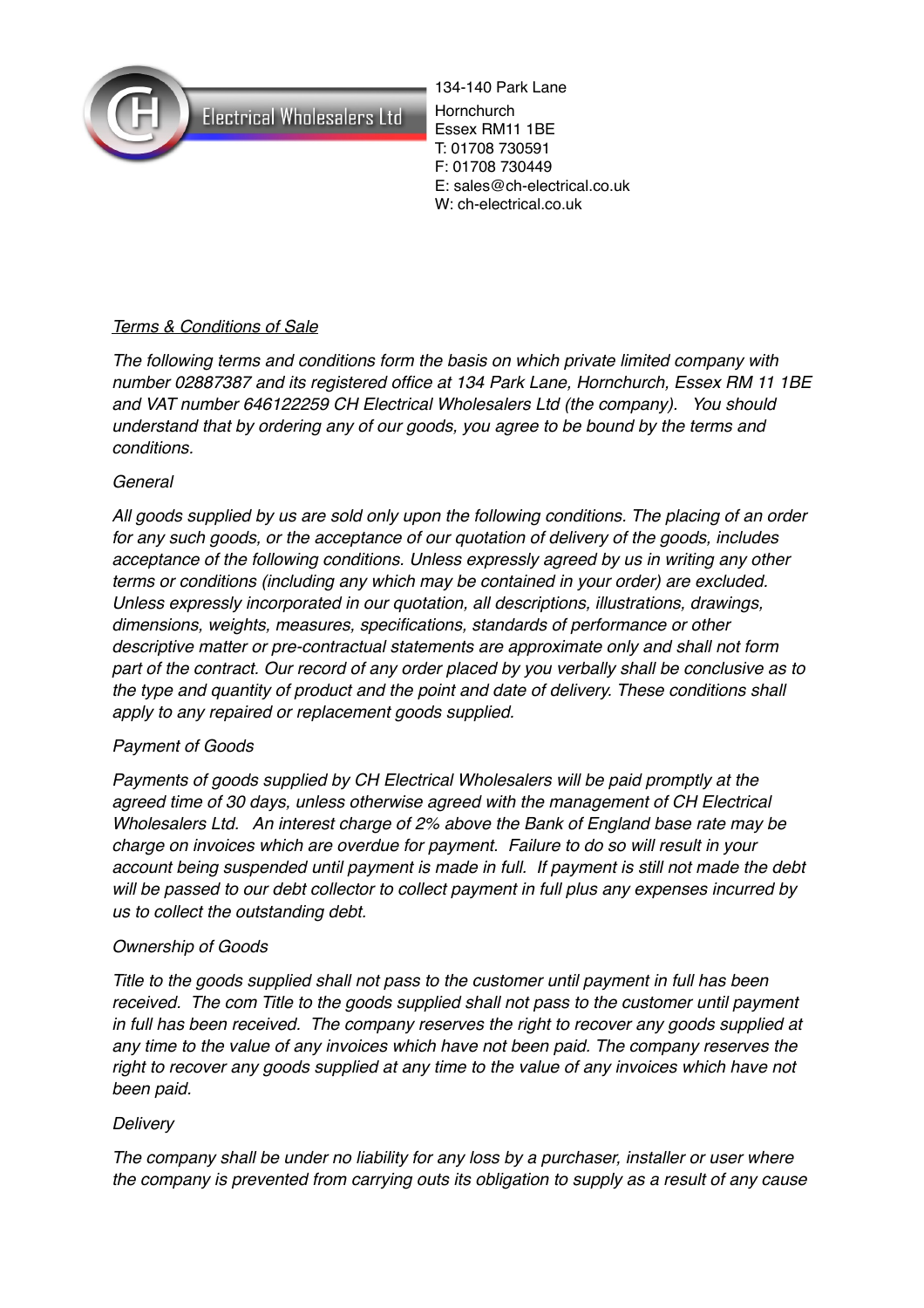Electrical Wholesalers Ltd

134-140 Park Lane
Hornchurch
Essex RM11 1BE
T: 01708 730591
F: 01708 730449
E: sales@ch-electrical.co.uk
W: ch-electrical.co.uk

*Terms & Conditions of Sale*

*The following terms and conditions form the basis on which private limited company with number 02887387 and its registered office at 134 Park Lane, Hornchurch, Essex RM 11 1BE and VAT number 646122259 CH Electrical Wholesalers Ltd (the company). You should understand that by ordering any of our goods, you agree to be bound by the terms and conditions.*

*General*

*All goods supplied by us are sold only upon the following conditions. The placing of an order for any such goods, or the acceptance of our quotation of delivery of the goods, includes acceptance of the following conditions. Unless expressly agreed by us in writing any other terms or conditions (including any which may be contained in your order) are excluded. Unless expressly incorporated in our quotation, all descriptions, illustrations, drawings, dimensions, weights, measures, specifications, standards of performance or other descriptive matter or pre-contractual statements are approximate only and shall not form part of the contract. Our record of any order placed by you verbally shall be conclusive as to the type and quantity of product and the point and date of delivery. These conditions shall apply to any repaired or replacement goods supplied.*

*Payment of Goods*

*Payments of goods supplied by CH Electrical Wholesalers will be paid promptly at the agreed time of 30 days, unless otherwise agreed with the management of CH Electrical Wholesalers Ltd. An interest charge of 2% above the Bank of England base rate may be charge on invoices which are overdue for payment. Failure to do so will result in your account being suspended until payment is made in full. If payment is still not made the debt will be passed to our debt collector to collect payment in full plus any expenses incurred by us to collect the outstanding debt.*

*Ownership of Goods*

*Title to the goods supplied shall not pass to the customer until payment in full has been received. The com Title to the goods supplied shall not pass to the customer until payment in full has been received. The company reserves the right to recover any goods supplied at any time to the value of any invoices which have not been paid. The company reserves the right to recover any goods supplied at any time to the value of any invoices which have not been paid.*

*Delivery*

*The company shall be under no liability for any loss by a purchaser, installer or user where the company is prevented from carrying outs its obligation to supply as a result of any cause*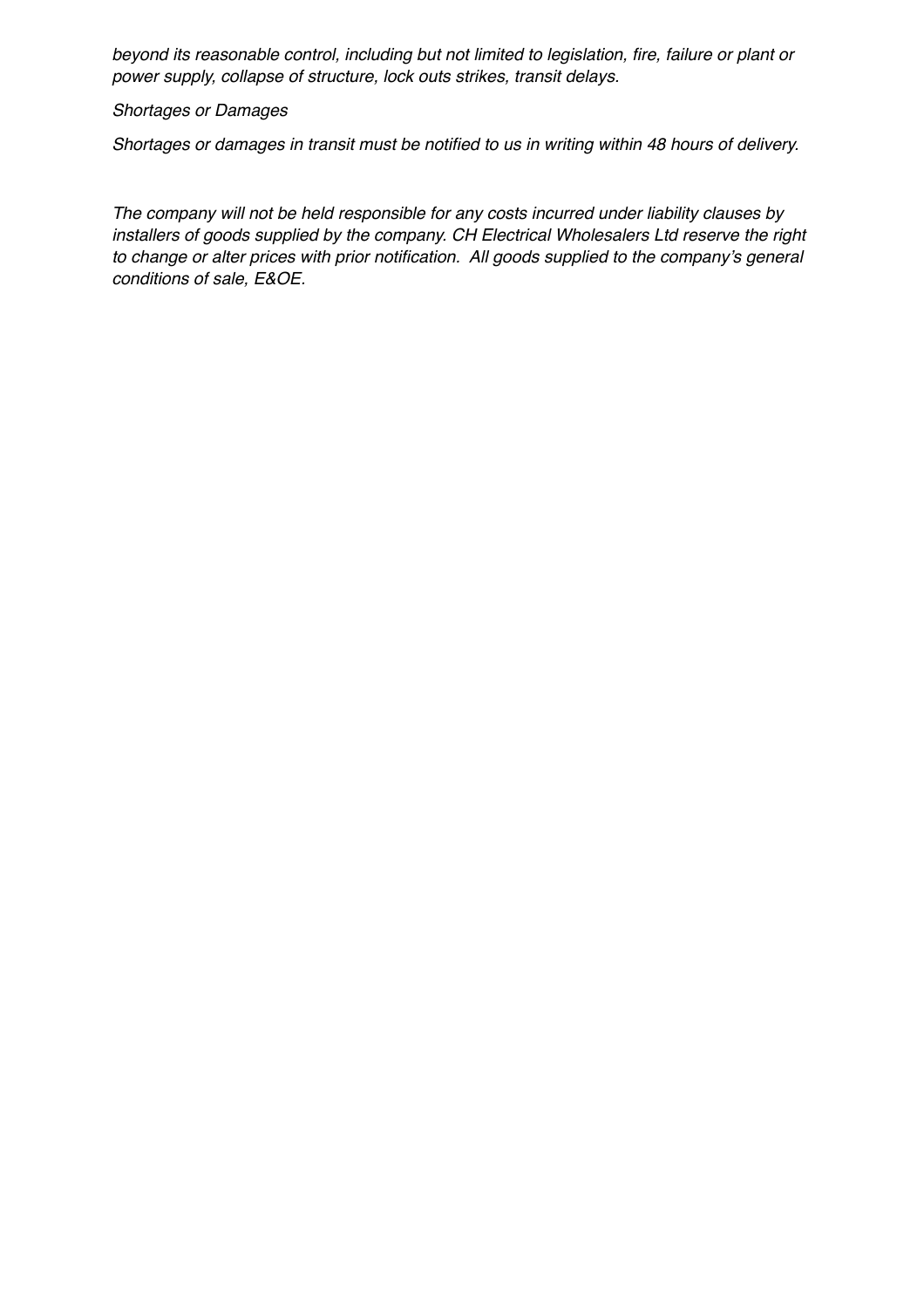*beyond its reasonable control, including but not limited to legislation, fire, failure or plant or power supply, collapse of structure, lock outs strikes, transit delays.*

*Shortages or Damages*

*Shortages or damages in transit must be notified to us in writing within 48 hours of delivery.*

*The company will not be held responsible for any costs incurred under liability clauses by installers of goods supplied by the company. CH Electrical Wholesalers Ltd reserve the right to change or alter prices with prior notification.  All goods supplied to the company's general conditions of sale, E&OE.*